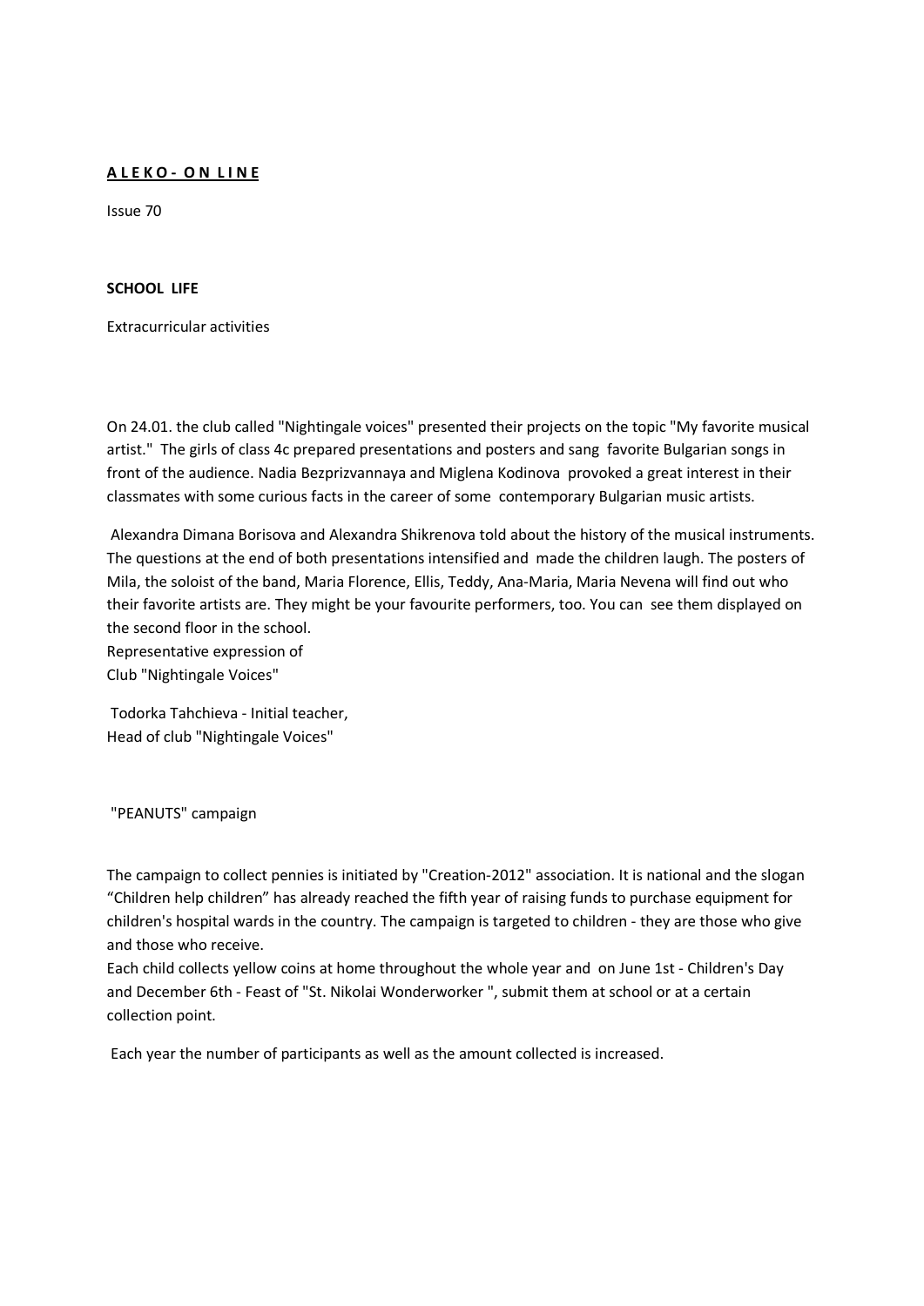**<u>A L E K O - O N L I N E</u>**

Issue 70

**SCHOOL LIFE**

Extracurricular activities

On 24.01. the club called "Nightingale voices" presented their projects on the topic "My favorite musical artist." The girls of class 4c prepared presentations and posters and sang favorite Bulgarian songs in front of the audience. Nadia Bezprizvannaya and Miglena Kodinova provoked a great interest in their classmates with some curious facts in the career of some contemporary Bulgarian music artists.

Alexandra Dimana Borisova and Alexandra Shikrenova told about the history of the musical instruments. The questions at the end of both presentations intensified and made the children laugh. The posters of Mila, the soloist of the band, Maria Florence, Ellis, Teddy, Ana-Maria, Maria Nevena will find out who their favorite artists are. They might be your favourite performers, too. You can see them displayed on the second floor in the school.
Representative expression of
Club "Nightingale Voices"

Todorka Tahchieva - Initial teacher,
Head of club "Nightingale Voices"

"PEANUTS" campaign

The campaign to collect pennies is initiated by "Creation-2012" association. It is national and the slogan "Children help children" has already reached the fifth year of raising funds to purchase equipment for children's hospital wards in the country. The campaign is targeted to children - they are those who give and those who receive.
Each child collects yellow coins at home throughout the whole year and on June 1st - Children's Day and December 6th - Feast of "St. Nikolai Wonderworker ", submit them at school or at a certain collection point.

Each year the number of participants as well as the amount collected is increased.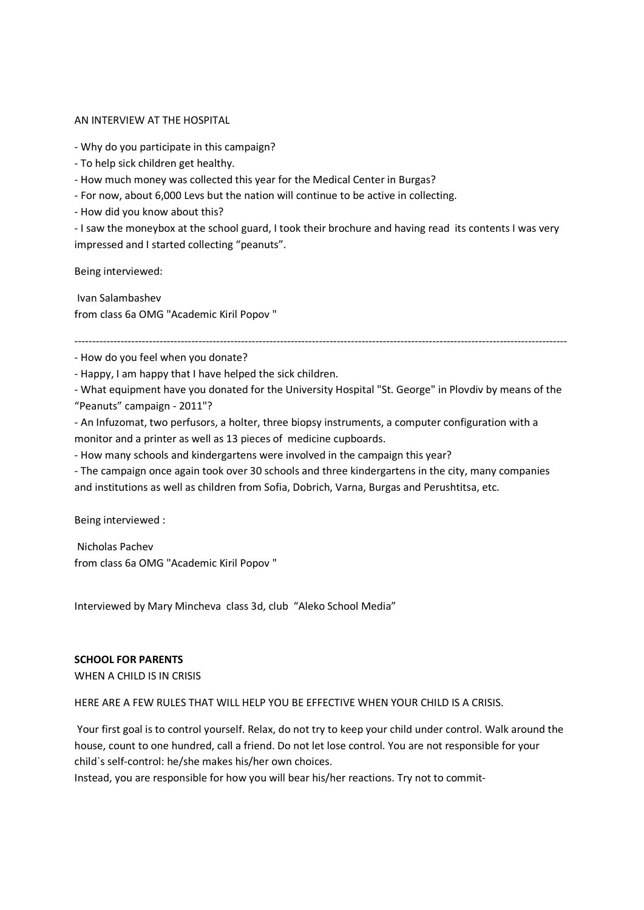AN INTERVIEW AT THE HOSPITAL

- Why do you participate in this campaign?
- To help sick children get healthy.
- How much money was collected this year for the Medical Center in Burgas?
- For now, about 6,000 Levs but the nation will continue to be active in collecting.
- How did you know about this?
- I saw the moneybox at the school guard, I took their brochure and having read its contents I was very impressed and I started collecting "peanuts".

Being interviewed:

Ivan Salambashev
from class 6a OMG "Academic Kiril Popov "

---

- How do you feel when you donate?
- Happy, I am happy that I have helped the sick children.
- What equipment have you donated for the University Hospital "St. George" in Plovdiv by means of the "Peanuts" campaign - 2011"?
- An Infuzomat, two perfusors, a holter, three biopsy instruments, a computer configuration with a monitor and a printer as well as 13 pieces of medicine cupboards.
- How many schools and kindergartens were involved in the campaign this year?
- The campaign once again took over 30 schools and three kindergartens in the city, many companies and institutions as well as children from Sofia, Dobrich, Varna, Burgas and Perushtitsa, etc.

Being interviewed :

Nicholas Pachev
from class 6a OMG "Academic Kiril Popov "

Interviewed by Mary Mincheva class 3d, club "Aleko School Media"

**SCHOOL FOR PARENTS**

WHEN A CHILD IS IN CRISIS

HERE ARE A FEW RULES THAT WILL HELP YOU BE EFFECTIVE WHEN YOUR CHILD IS A CRISIS.

Your first goal is to control yourself. Relax, do not try to keep your child under control. Walk around the house, count to one hundred, call a friend. Do not let lose control. You are not responsible for your child`s self-control: he/she makes his/her own choices.
Instead, you are responsible for how you will bear his/her reactions. Try not to commit-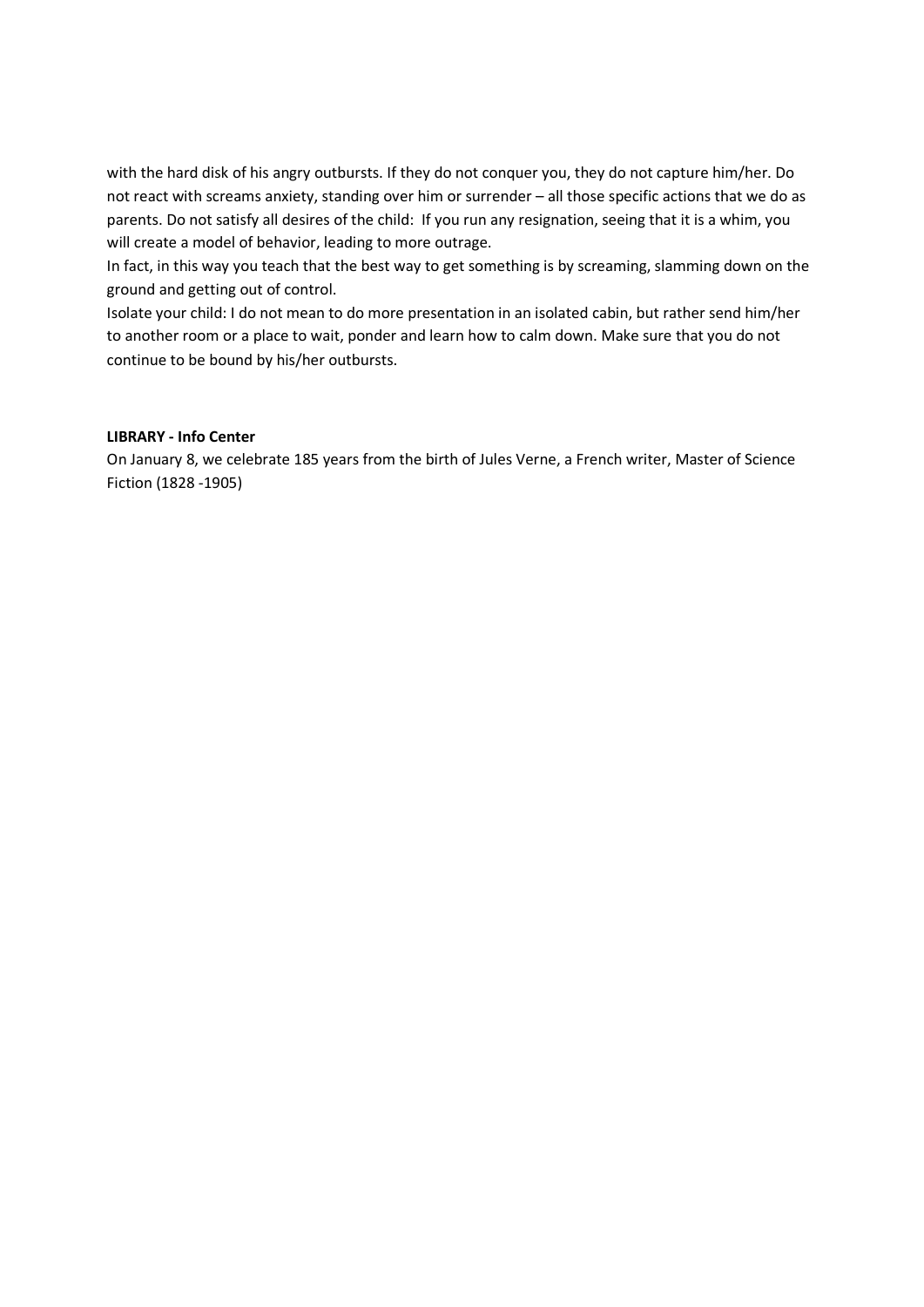with the hard disk of his angry outbursts. If they do not conquer you, they do not capture him/her. Do not react with screams anxiety, standing over him or surrender – all those specific actions that we do as parents. Do not satisfy all desires of the child: If you run any resignation, seeing that it is a whim, you will create a model of behavior, leading to more outrage.

In fact, in this way you teach that the best way to get something is by screaming, slamming down on the ground and getting out of control.

Isolate your child: I do not mean to do more presentation in an isolated cabin, but rather send him/her to another room or a place to wait, ponder and learn how to calm down. Make sure that you do not continue to be bound by his/her outbursts.

**LIBRARY - Info Center**

On January 8, we celebrate 185 years from the birth of Jules Verne, a French writer, Master of Science Fiction (1828 -1905)